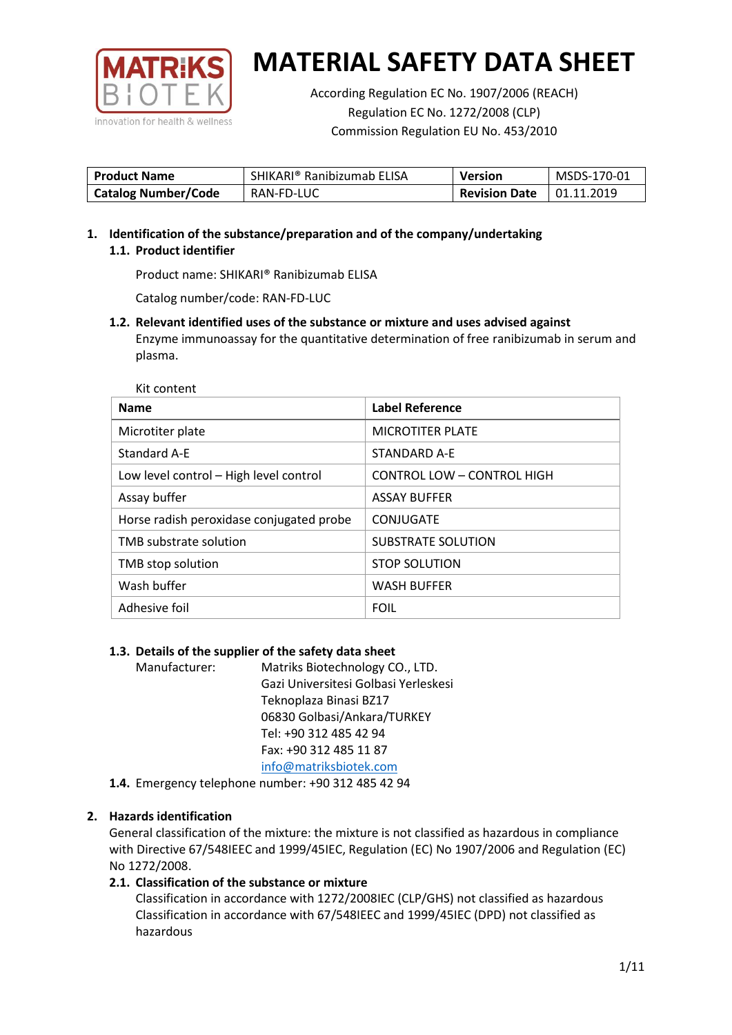# MATERIAL SAFETY DATA SHEET

According Regulation EC No. 1907/2006 (REACH)
Regulation EC No. 1272/2008 (CLP)
Commission Regulation EU No. 453/2010

| Product Name | SHIKARI® Ranibizumab ELISA | Version | MSDS-170-01 |
|---|---|---|---|
| Catalog Number/Code | RAN-FD-LUC | Revision Date | 01.11.2019 |

## 1. Identification of the substance/preparation and of the company/undertaking

### 1.1. Product identifier

Product name: SHIKARI® Ranibizumab ELISA

Catalog number/code: RAN-FD-LUC

### 1.2. Relevant identified uses of the substance or mixture and uses advised against

Enzyme immunoassay for the quantitative determination of free ranibizumab in serum and plasma.

Kit content

| Name | Label Reference |
|---|---|
| Microtiter plate | MICROTITER PLATE |
| Standard A-E | STANDARD A-E |
| Low level control – High level control | CONTROL LOW – CONTROL HIGH |
| Assay buffer | ASSAY BUFFER |
| Horse radish peroxidase conjugated probe | CONJUGATE |
| TMB substrate solution | SUBSTRATE SOLUTION |
| TMB stop solution | STOP SOLUTION |
| Wash buffer | WASH BUFFER |
| Adhesive foil | FOIL |

### 1.3. Details of the supplier of the safety data sheet

Manufacturer: Matriks Biotechnology CO., LTD.
Gazi Universitesi Golbasi Yerleskesi
Teknoplaza Binasi BZ17
06830 Golbasi/Ankara/TURKEY
Tel: +90 312 485 42 94
Fax: +90 312 485 11 87
info@matriksbiotek.com

### 1.4. Emergency telephone number: +90 312 485 42 94

## 2. Hazards identification

General classification of the mixture: the mixture is not classified as hazardous in compliance with Directive 67/548IEEC and 1999/45IEC, Regulation (EC) No 1907/2006 and Regulation (EC) No 1272/2008.

### 2.1. Classification of the substance or mixture

Classification in accordance with 1272/2008IEC (CLP/GHS) not classified as hazardous
Classification in accordance with 67/548IEEC and 1999/45IEC (DPD) not classified as hazardous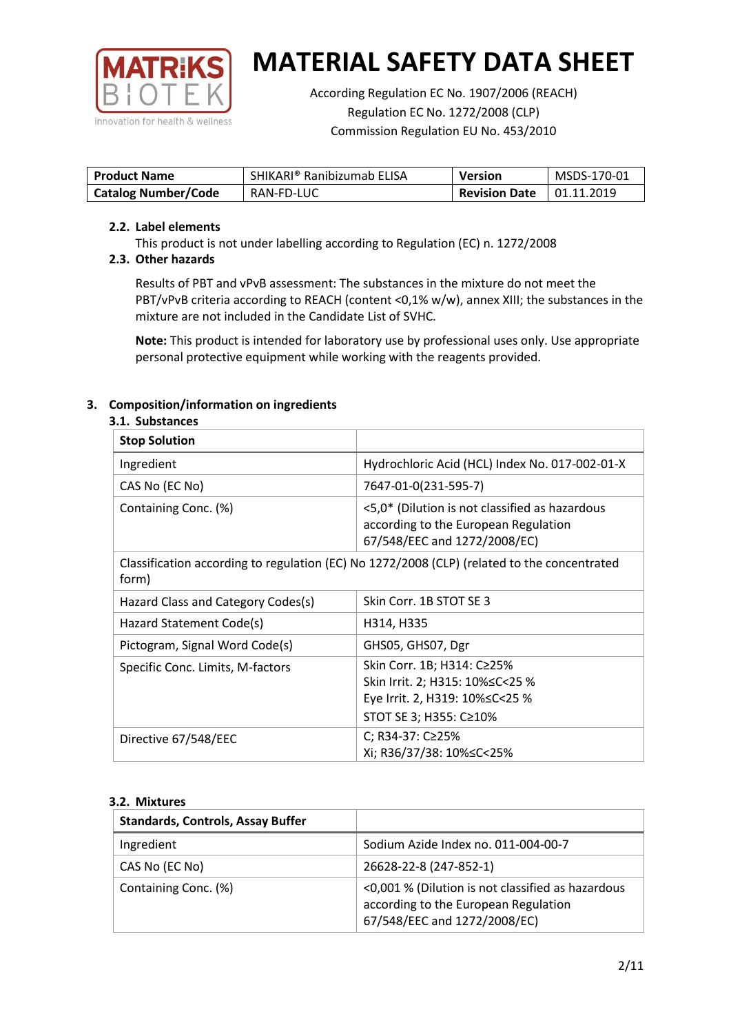| Product Name | SHIKARI® Ranibizumab ELISA | Version | MSDS-170-01 |
|---|---|---|---|
| Catalog Number/Code | RAN-FD-LUC | Revision Date | 01.11.2019 |

### 2.2. Label elements

This product is not under labelling according to Regulation (EC) n. 1272/2008

### 2.3. Other hazards

Results of PBT and vPvB assessment: The substances in the mixture do not meet the PBT/vPvB criteria according to REACH (content <0,1% w/w), annex XIII; the substances in the mixture are not included in the Candidate List of SVHC.

**Note:** This product is intended for laboratory use by professional uses only. Use appropriate personal protective equipment while working with the reagents provided.

## 3. Composition/information on ingredients

### 3.1. Substances

| Stop Solution | |
|---|---|
| Ingredient | Hydrochloric Acid (HCL) Index No. 017-002-01-X |
| CAS No (EC No) | 7647-01-0(231-595-7) |
| Containing Conc. (%) | <5,0* (Dilution is not classified as hazardous according to the European Regulation 67/548/EEC and 1272/2008/EC) |
| Classification according to regulation (EC) No 1272/2008 (CLP) (related to the concentrated form) | |
| Hazard Class and Category Codes(s) | Skin Corr. 1B STOT SE 3 |
| Hazard Statement Code(s) | H314, H335 |
| Pictogram, Signal Word Code(s) | GHS05, GHS07, Dgr |
| Specific Conc. Limits, M-factors | Skin Corr. 1B; H314: C≥25%<br>Skin Irrit. 2; H315: 10%≤C<25 %<br>Eye Irrit. 2, H319: 10%≤C<25 %<br>STOT SE 3; H355: C≥10% |
| Directive 67/548/EEC | C; R34-37: C≥25%<br>Xi; R36/37/38: 10%≤C<25% |

### 3.2. Mixtures

| Standards, Controls, Assay Buffer | |
|---|---|
| Ingredient | Sodium Azide Index no. 011-004-00-7 |
| CAS No (EC No) | 26628-22-8 (247-852-1) |
| Containing Conc. (%) | <0,001 % (Dilution is not classified as hazardous according to the European Regulation 67/548/EEC and 1272/2008/EC) |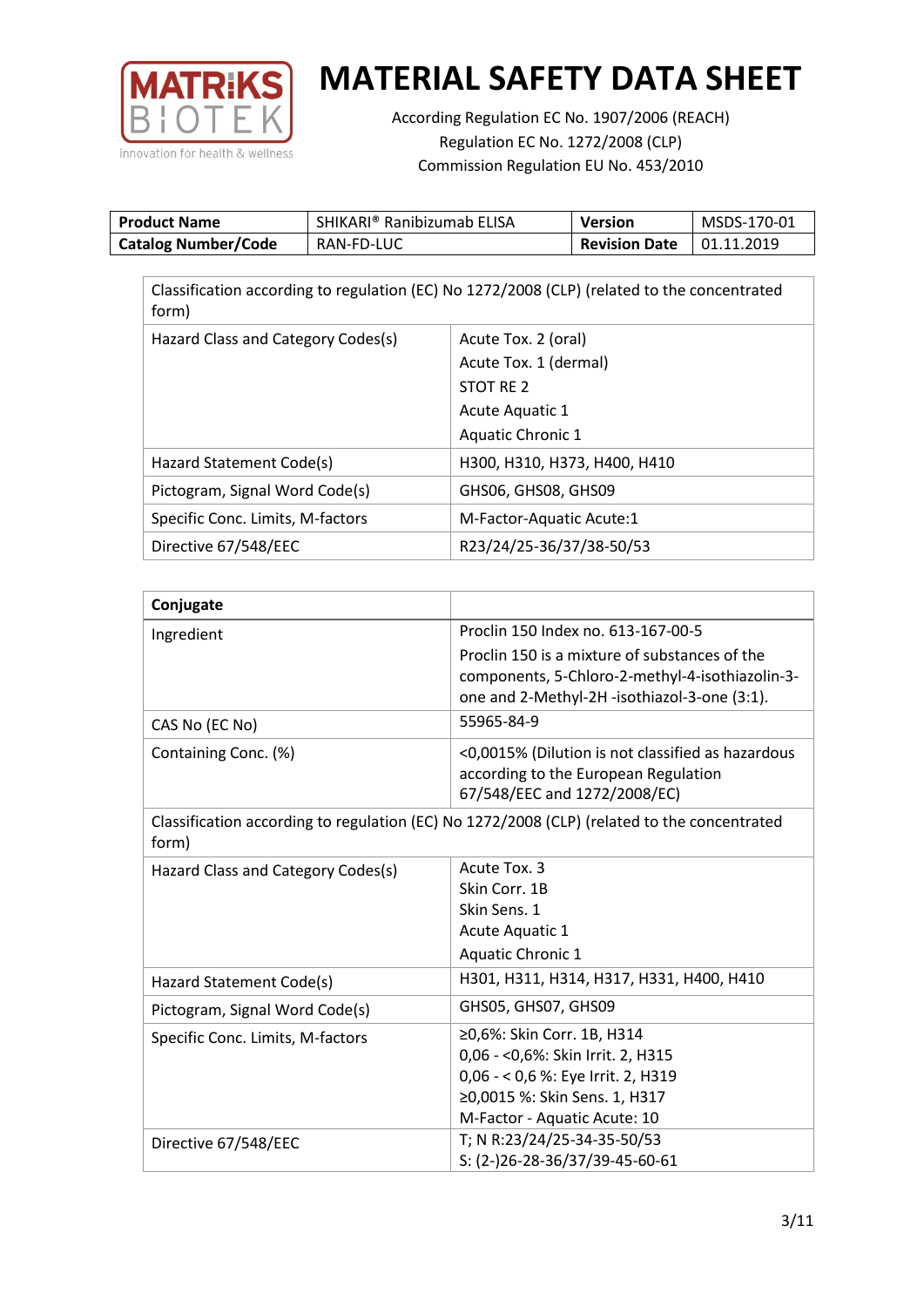# MATERIAL SAFETY DATA SHEET

According Regulation EC No. 1907/2006 (REACH)
Regulation EC No. 1272/2008 (CLP)
Commission Regulation EU No. 453/2010

| Product Name | SHIKARI® Ranibizumab ELISA | Version | MSDS-170-01 |
|---|---|---|---|
| Catalog Number/Code | RAN-FD-LUC | Revision Date | 01.11.2019 |

| Classification according to regulation (EC) No 1272/2008 (CLP) (related to the concentrated form) | |
|---|---|
| Hazard Class and Category Codes(s) | Acute Tox. 2 (oral)<br>Acute Tox. 1 (dermal)<br>STOT RE 2<br>Acute Aquatic 1<br>Aquatic Chronic 1 |
| Hazard Statement Code(s) | H300, H310, H373, H400, H410 |
| Pictogram, Signal Word Code(s) | GHS06, GHS08, GHS09 |
| Specific Conc. Limits, M-factors | M-Factor-Aquatic Acute:1 |
| Directive 67/548/EEC | R23/24/25-36/37/38-50/53 |

| Conjugate | |
|---|---|
| Ingredient | Proclin 150 Index no. 613-167-00-5<br>Proclin 150 is a mixture of substances of the components, 5-Chloro-2-methyl-4-isothiazolin-3-one and 2-Methyl-2H -isothiazol-3-one (3:1). |
| CAS No (EC No) | 55965-84-9 |
| Containing Conc. (%) | <0,0015% (Dilution is not classified as hazardous according to the European Regulation 67/548/EEC and 1272/2008/EC) |
| Classification according to regulation (EC) No 1272/2008 (CLP) (related to the concentrated form) | |
| Hazard Class and Category Codes(s) | Acute Tox. 3<br>Skin Corr. 1B<br>Skin Sens. 1<br>Acute Aquatic 1<br>Aquatic Chronic 1 |
| Hazard Statement Code(s) | H301, H311, H314, H317, H331, H400, H410 |
| Pictogram, Signal Word Code(s) | GHS05, GHS07, GHS09 |
| Specific Conc. Limits, M-factors | ≥0,6%: Skin Corr. 1B, H314<br>0,06 - <0,6%: Skin Irrit. 2, H315<br>0,06 - < 0,6 %: Eye Irrit. 2, H319<br>≥0,0015 %: Skin Sens. 1, H317<br>M-Factor - Aquatic Acute: 10 |
| Directive 67/548/EEC | T; N R:23/24/25-34-35-50/53<br>S: (2-)26-28-36/37/39-45-60-61 |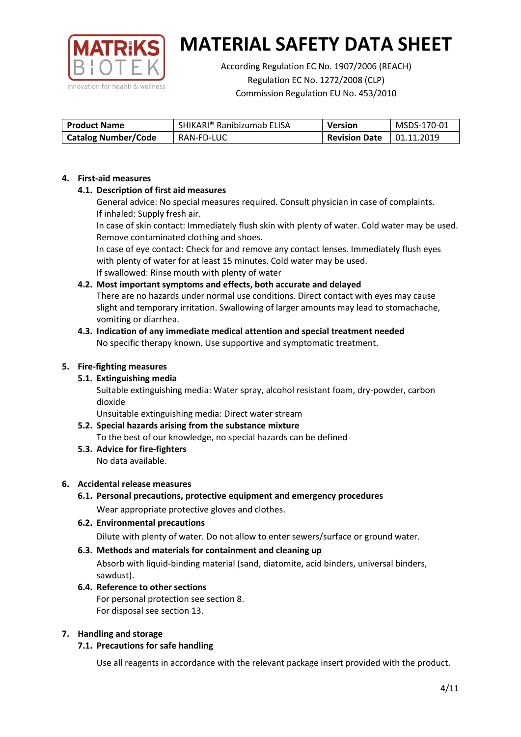| Product Name | SHIKARI® Ranibizumab ELISA | Version | MSDS-170-01 |
|---|---|---|---|
| Catalog Number/Code | RAN-FD-LUC | Revision Date | 01.11.2019 |

## 4. First-aid measures

### 4.1. Description of first aid measures

General advice: No special measures required. Consult physician in case of complaints.
If inhaled: Supply fresh air.
In case of skin contact: Immediately flush skin with plenty of water. Cold water may be used. Remove contaminated clothing and shoes.
In case of eye contact: Check for and remove any contact lenses. Immediately flush eyes with plenty of water for at least 15 minutes. Cold water may be used.
If swallowed: Rinse mouth with plenty of water

### 4.2. Most important symptoms and effects, both accurate and delayed

There are no hazards under normal use conditions. Direct contact with eyes may cause slight and temporary irritation. Swallowing of larger amounts may lead to stomachache, vomiting or diarrhea.

### 4.3. Indication of any immediate medical attention and special treatment needed

No specific therapy known. Use supportive and symptomatic treatment.

## 5. Fire-fighting measures

### 5.1. Extinguishing media

Suitable extinguishing media: Water spray, alcohol resistant foam, dry-powder, carbon dioxide
Unsuitable extinguishing media: Direct water stream

### 5.2. Special hazards arising from the substance mixture

To the best of our knowledge, no special hazards can be defined

### 5.3. Advice for fire-fighters

No data available.

## 6. Accidental release measures

### 6.1. Personal precautions, protective equipment and emergency procedures

Wear appropriate protective gloves and clothes.

### 6.2. Environmental precautions

Dilute with plenty of water. Do not allow to enter sewers/surface or ground water.

### 6.3. Methods and materials for containment and cleaning up

Absorb with liquid-binding material (sand, diatomite, acid binders, universal binders, sawdust).

### 6.4. Reference to other sections

For personal protection see section 8.
For disposal see section 13.

## 7. Handling and storage

### 7.1. Precautions for safe handling

Use all reagents in accordance with the relevant package insert provided with the product.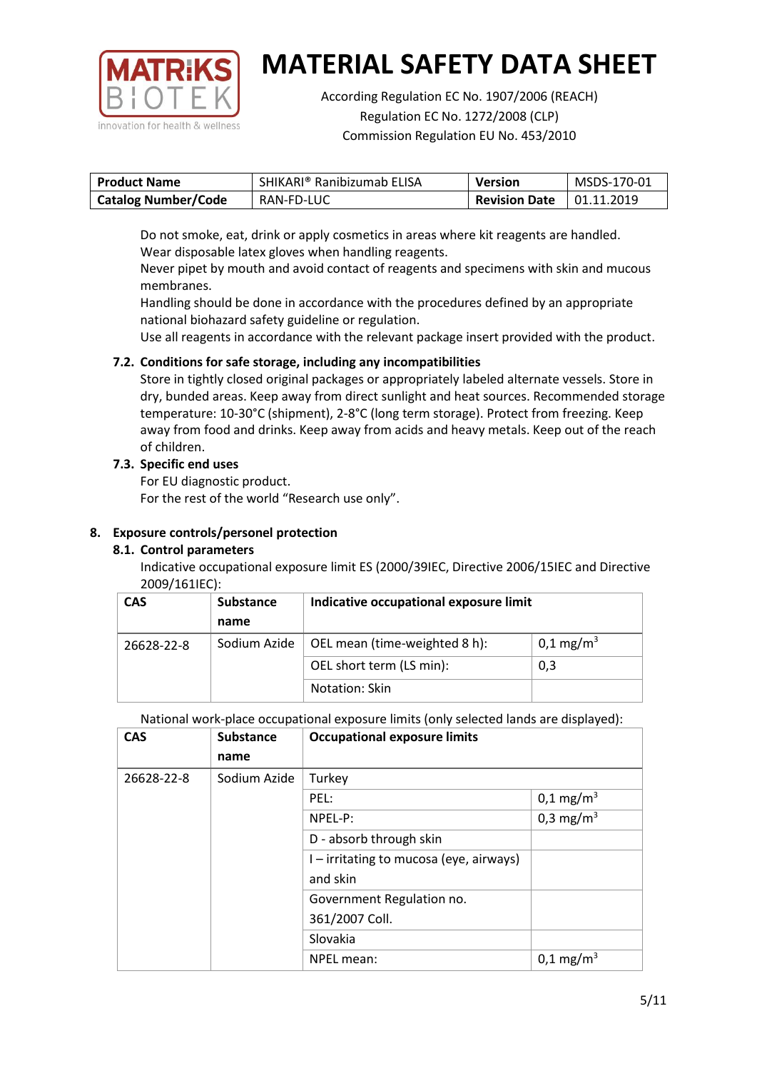Do not smoke, eat, drink or apply cosmetics in areas where kit reagents are handled.
Wear disposable latex gloves when handling reagents.
Never pipet by mouth and avoid contact of reagents and specimens with skin and mucous membranes.
Handling should be done in accordance with the procedures defined by an appropriate national biohazard safety guideline or regulation.
Use all reagents in accordance with the relevant package insert provided with the product.

### 7.2. Conditions for safe storage, including any incompatibilities

Store in tightly closed original packages or appropriately labeled alternate vessels. Store in dry, bunded areas. Keep away from direct sunlight and heat sources. Recommended storage temperature: 10-30°C (shipment), 2-8°C (long term storage). Protect from freezing. Keep away from food and drinks. Keep away from acids and heavy metals. Keep out of the reach of children.

### 7.3. Specific end uses

For EU diagnostic product.
For the rest of the world "Research use only".

## 8. Exposure controls/personel protection

### 8.1. Control parameters

Indicative occupational exposure limit ES (2000/39IEC, Directive 2006/15IEC and Directive 2009/161IEC):

| CAS | Substance name | Indicative occupational exposure limit | |
|---|---|---|---|
| 26628-22-8 | Sodium Azide | OEL mean (time-weighted 8 h): | 0,1 mg/m$^3$ |
| | | OEL short term (LS min): | 0,3 |
| | | Notation: Skin | |

National work-place occupational exposure limits (only selected lands are displayed):

| CAS | Substance name | Occupational exposure limits | |
|---|---|---|---|
| 26628-22-8 | Sodium Azide | Turkey | |
| | | PEL: | 0,1 mg/m$^3$ |
| | | NPEL-P: | 0,3 mg/m$^3$ |
| | | D - absorb through skin | |
| | | I – irritating to mucosa (eye, airways) and skin | |
| | | Government Regulation no. 361/2007 Coll. | |
| | | Slovakia | |
| | | NPEL mean: | 0,1 mg/m$^3$ |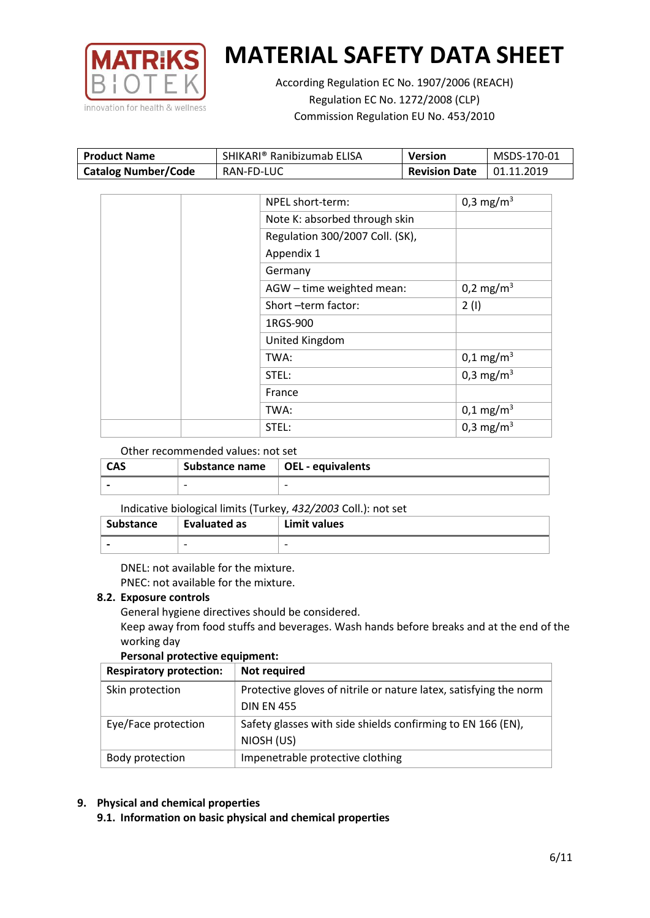| Product Name | SHIKARI® Ranibizumab ELISA | Version | MSDS-170-01 |
|---|---|---|---|
| Catalog Number/Code | RAN-FD-LUC | Revision Date | 01.11.2019 |

| | | | |
|---|---|---|---|
| | | NPEL short-term: | 0,3 mg/m$^3$ |
| | | Note K: absorbed through skin | |
| | | Regulation 300/2007 Coll. (SK), Appendix 1 | |
| | | Germany | |
| | | AGW – time weighted mean: | 0,2 mg/m$^3$ |
| | | Short –term factor: | 2 (I) |
| | | 1RGS-900 | |
| | | United Kingdom | |
| | | TWA: | 0,1 mg/m$^3$ |
| | | STEL: | 0,3 mg/m$^3$ |
| | | France | |
| | | TWA: | 0,1 mg/m$^3$ |
| | | STEL: | 0,3 mg/m$^3$ |

Other recommended values: not set

| CAS | Substance name | OEL - equivalents |
|---|---|---|
| - | - | - |

Indicative biological limits (Turkey, *432/2003* Coll.): not set

| Substance | Evaluated as | Limit values |
|---|---|---|
| - | - | - |

DNEL: not available for the mixture.
PNEC: not available for the mixture.

### 8.2. Exposure controls

General hygiene directives should be considered.
Keep away from food stuffs and beverages. Wash hands before breaks and at the end of the working day

**Personal protective equipment:**

| Respiratory protection: | Not required |
|---|---|
| Skin protection | Protective gloves of nitrile or nature latex, satisfying the norm DIN EN 455 |
| Eye/Face protection | Safety glasses with side shields confirming to EN 166 (EN), NIOSH (US) |
| Body protection | Impenetrable protective clothing |

## 9. Physical and chemical properties

### 9.1. Information on basic physical and chemical properties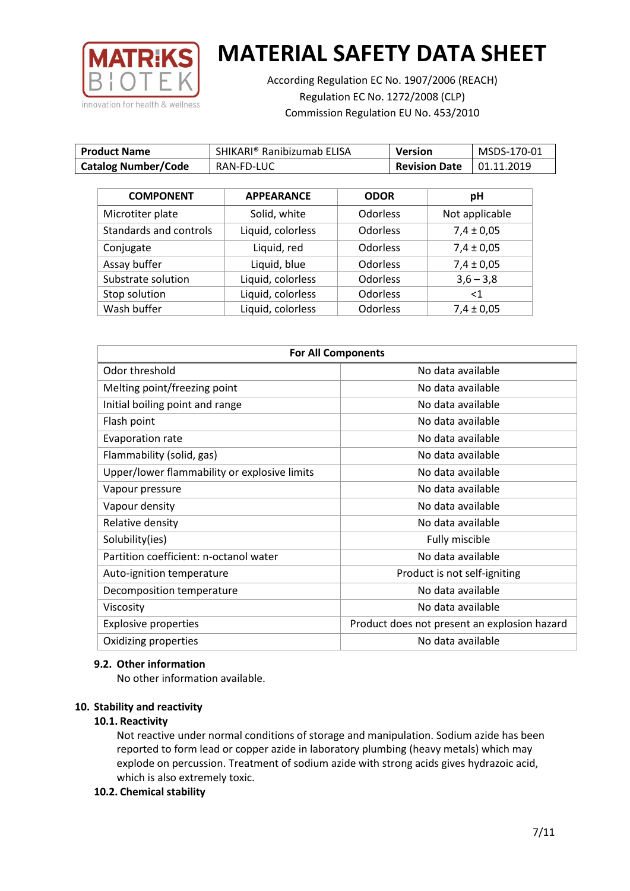# MATERIAL SAFETY DATA SHEET

According Regulation EC No. 1907/2006 (REACH)
Regulation EC No. 1272/2008 (CLP)
Commission Regulation EU No. 453/2010

| Product Name | SHIKARI® Ranibizumab ELISA | Version | MSDS-170-01 |
|---|---|---|---|
| Catalog Number/Code | RAN-FD-LUC | Revision Date | 01.11.2019 |

| COMPONENT | APPEARANCE | ODOR | pH |
|---|---|---|---|
| Microtiter plate | Solid, white | Odorless | Not applicable |
| Standards and controls | Liquid, colorless | Odorless | 7,4 ± 0,05 |
| Conjugate | Liquid, red | Odorless | 7,4 ± 0,05 |
| Assay buffer | Liquid, blue | Odorless | 7,4 ± 0,05 |
| Substrate solution | Liquid, colorless | Odorless | 3,6 – 3,8 |
| Stop solution | Liquid, colorless | Odorless | <1 |
| Wash buffer | Liquid, colorless | Odorless | 7,4 ± 0,05 |

| For All Components | |
|---|---|
| Odor threshold | No data available |
| Melting point/freezing point | No data available |
| Initial boiling point and range | No data available |
| Flash point | No data available |
| Evaporation rate | No data available |
| Flammability (solid, gas) | No data available |
| Upper/lower flammability or explosive limits | No data available |
| Vapour pressure | No data available |
| Vapour density | No data available |
| Relative density | No data available |
| Solubility(ies) | Fully miscible |
| Partition coefficient: n-octanol water | No data available |
| Auto-ignition temperature | Product is not self-igniting |
| Decomposition temperature | No data available |
| Viscosity | No data available |
| Explosive properties | Product does not present an explosion hazard |
| Oxidizing properties | No data available |

### 9.2. Other information

No other information available.

## 10. Stability and reactivity

### 10.1. Reactivity

Not reactive under normal conditions of storage and manipulation. Sodium azide has been reported to form lead or copper azide in laboratory plumbing (heavy metals) which may explode on percussion. Treatment of sodium azide with strong acids gives hydrazoic acid, which is also extremely toxic.

### 10.2. Chemical stability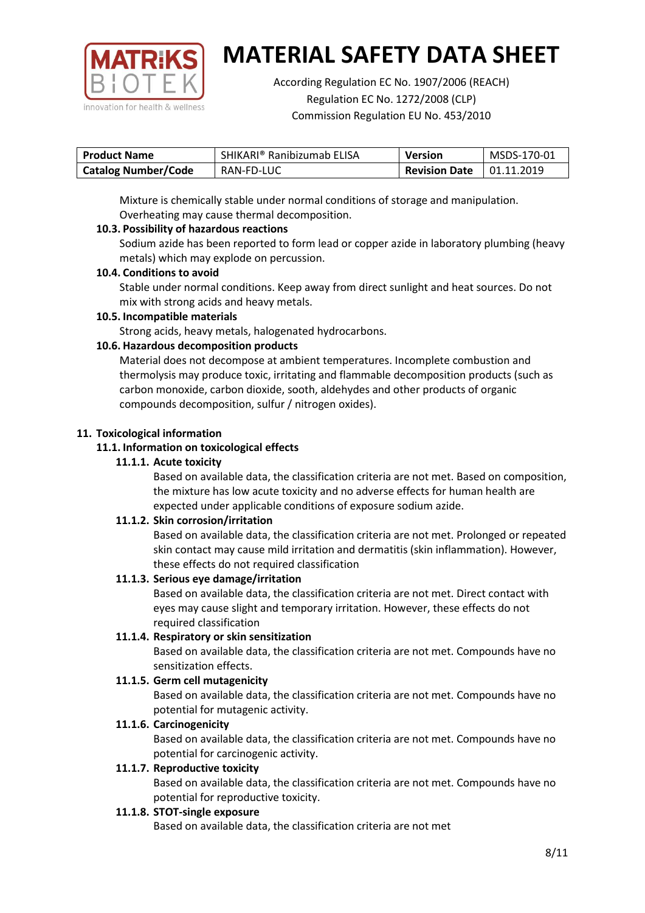Mixture is chemically stable under normal conditions of storage and manipulation. Overheating may cause thermal decomposition.

**10.3. Possibility of hazardous reactions**

Sodium azide has been reported to form lead or copper azide in laboratory plumbing (heavy metals) which may explode on percussion.

**10.4. Conditions to avoid**

Stable under normal conditions. Keep away from direct sunlight and heat sources. Do not mix with strong acids and heavy metals.

**10.5. Incompatible materials**

Strong acids, heavy metals, halogenated hydrocarbons.

**10.6. Hazardous decomposition products**

Material does not decompose at ambient temperatures. Incomplete combustion and thermolysis may produce toxic, irritating and flammable decomposition products (such as carbon monoxide, carbon dioxide, sooth, aldehydes and other products of organic compounds decomposition, sulfur / nitrogen oxides).

## 11. Toxicological information

### 11.1. Information on toxicological effects

#### 11.1.1. Acute toxicity

Based on available data, the classification criteria are not met. Based on composition, the mixture has low acute toxicity and no adverse effects for human health are expected under applicable conditions of exposure sodium azide.

#### 11.1.2. Skin corrosion/irritation

Based on available data, the classification criteria are not met. Prolonged or repeated skin contact may cause mild irritation and dermatitis (skin inflammation). However, these effects do not required classification

#### 11.1.3. Serious eye damage/irritation

Based on available data, the classification criteria are not met. Direct contact with eyes may cause slight and temporary irritation. However, these effects do not required classification

#### 11.1.4. Respiratory or skin sensitization

Based on available data, the classification criteria are not met. Compounds have no sensitization effects.

#### 11.1.5. Germ cell mutagenicity

Based on available data, the classification criteria are not met. Compounds have no potential for mutagenic activity.

#### 11.1.6. Carcinogenicity

Based on available data, the classification criteria are not met. Compounds have no potential for carcinogenic activity.

#### 11.1.7. Reproductive toxicity

Based on available data, the classification criteria are not met. Compounds have no potential for reproductive toxicity.

#### 11.1.8. STOT-single exposure

Based on available data, the classification criteria are not met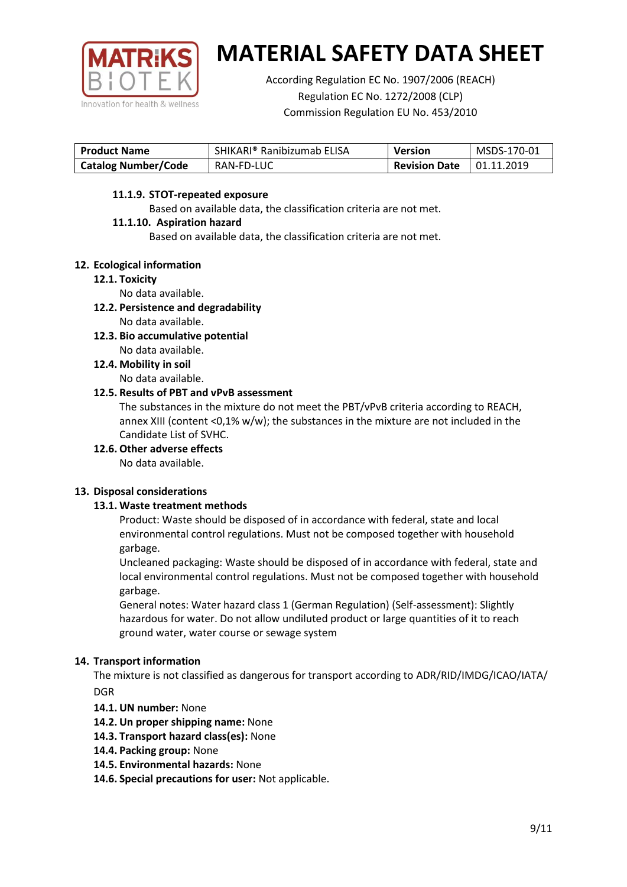| Product Name | SHIKARI® Ranibizumab ELISA | Version | MSDS-170-01 |
|---|---|---|---|
| Catalog Number/Code | RAN-FD-LUC | Revision Date | 01.11.2019 |

#### 11.1.9. STOT-repeated exposure

Based on available data, the classification criteria are not met.

#### 11.1.10. Aspiration hazard

Based on available data, the classification criteria are not met.

## 12. Ecological information

### 12.1. Toxicity

No data available.

### 12.2. Persistence and degradability

No data available.

### 12.3. Bio accumulative potential

No data available.

### 12.4. Mobility in soil

No data available.

### 12.5. Results of PBT and vPvB assessment

The substances in the mixture do not meet the PBT/vPvB criteria according to REACH, annex XIII (content <0,1% w/w); the substances in the mixture are not included in the Candidate List of SVHC.

### 12.6. Other adverse effects

No data available.

## 13. Disposal considerations

### 13.1. Waste treatment methods

Product: Waste should be disposed of in accordance with federal, state and local environmental control regulations. Must not be composed together with household garbage.

Uncleaned packaging: Waste should be disposed of in accordance with federal, state and local environmental control regulations. Must not be composed together with household garbage.

General notes: Water hazard class 1 (German Regulation) (Self-assessment): Slightly hazardous for water. Do not allow undiluted product or large quantities of it to reach ground water, water course or sewage system

## 14. Transport information

The mixture is not classified as dangerous for transport according to ADR/RID/IMDG/ICAO/IATA/DGR

**14.1. UN number:** None

**14.2. Un proper shipping name:** None

**14.3. Transport hazard class(es):** None

**14.4. Packing group:** None

**14.5. Environmental hazards:** None

**14.6. Special precautions for user:** Not applicable.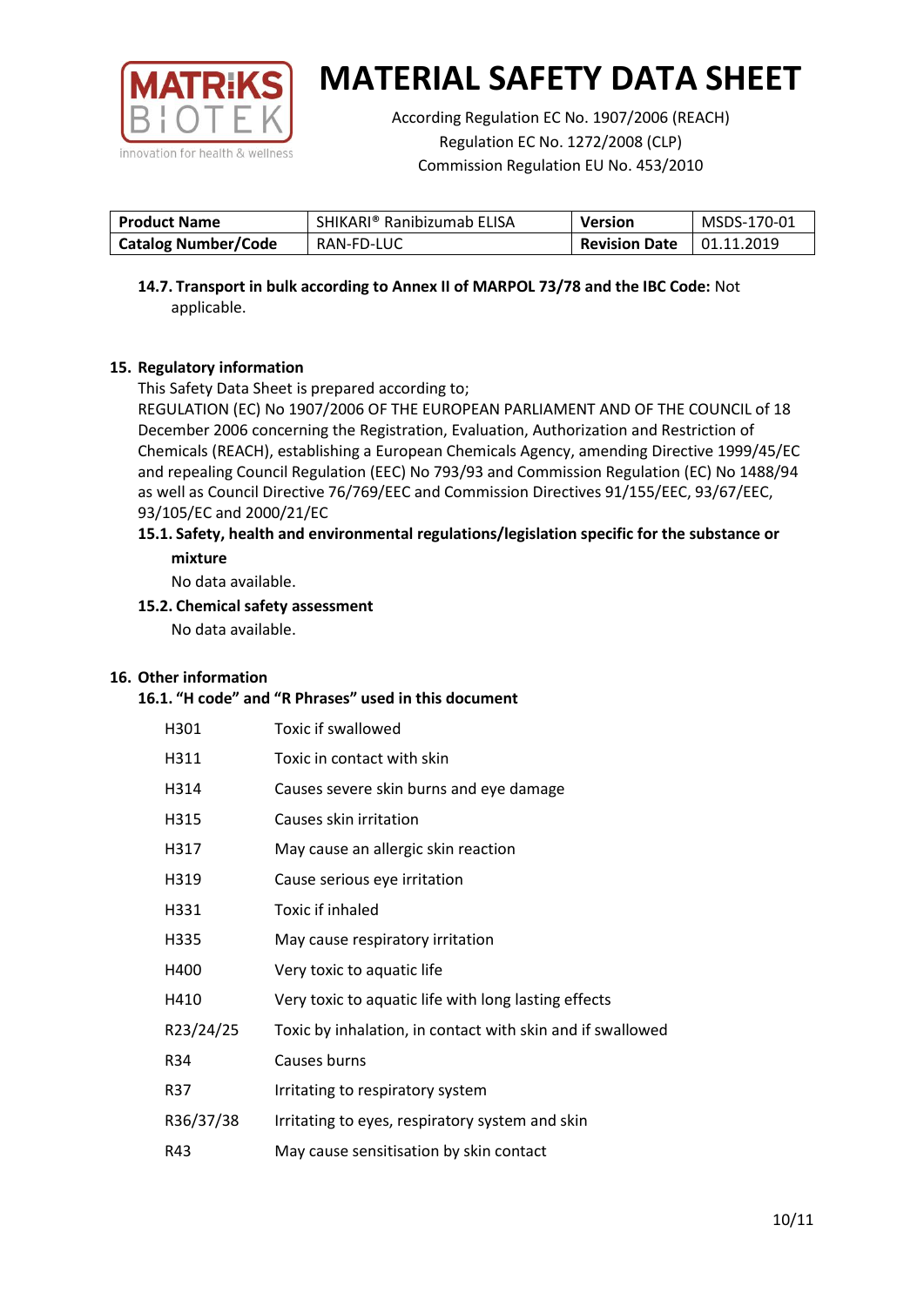**14.7. Transport in bulk according to Annex II of MARPOL 73/78 and the IBC Code:** Not applicable.

## 15. Regulatory information

This Safety Data Sheet is prepared according to;

REGULATION (EC) No 1907/2006 OF THE EUROPEAN PARLIAMENT AND OF THE COUNCIL of 18 December 2006 concerning the Registration, Evaluation, Authorization and Restriction of Chemicals (REACH), establishing a European Chemicals Agency, amending Directive 1999/45/EC and repealing Council Regulation (EEC) No 793/93 and Commission Regulation (EC) No 1488/94 as well as Council Directive 76/769/EEC and Commission Directives 91/155/EEC, 93/67/EEC, 93/105/EC and 2000/21/EC

### 15.1. Safety, health and environmental regulations/legislation specific for the substance or mixture

No data available.

### 15.2. Chemical safety assessment

No data available.

## 16. Other information

### 16.1. "H code" and "R Phrases" used in this document

| | |
|---|---|
| H301 | Toxic if swallowed |
| H311 | Toxic in contact with skin |
| H314 | Causes severe skin burns and eye damage |
| H315 | Causes skin irritation |
| H317 | May cause an allergic skin reaction |
| H319 | Cause serious eye irritation |
| H331 | Toxic if inhaled |
| H335 | May cause respiratory irritation |
| H400 | Very toxic to aquatic life |
| H410 | Very toxic to aquatic life with long lasting effects |
| R23/24/25 | Toxic by inhalation, in contact with skin and if swallowed |
| R34 | Causes burns |
| R37 | Irritating to respiratory system |
| R36/37/38 | Irritating to eyes, respiratory system and skin |
| R43 | May cause sensitisation by skin contact |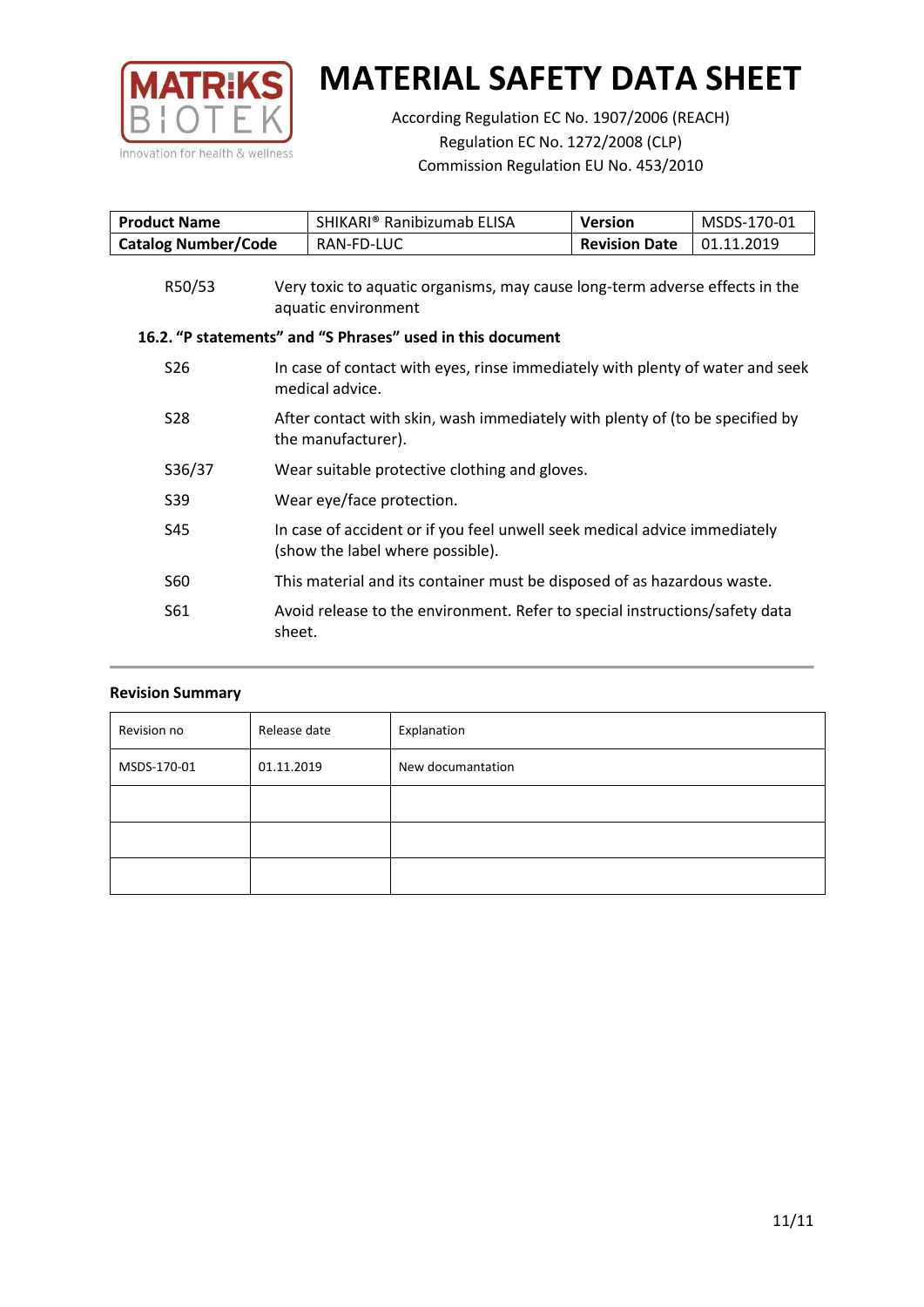| R50/53 | Very toxic to aquatic organisms, may cause long-term adverse effects in the aquatic environment |
|---|---|

### 16.2. "P statements" and "S Phrases" used in this document

| S26 | In case of contact with eyes, rinse immediately with plenty of water and seek medical advice. |
|---|---|
| S28 | After contact with skin, wash immediately with plenty of (to be specified by the manufacturer). |
| S36/37 | Wear suitable protective clothing and gloves. |
| S39 | Wear eye/face protection. |
| S45 | In case of accident or if you feel unwell seek medical advice immediately (show the label where possible). |
| S60 | This material and its container must be disposed of as hazardous waste. |
| S61 | Avoid release to the environment. Refer to special instructions/safety data sheet. |

---

**Revision Summary**

| Revision no | Release date | Explanation |
|---|---|---|
| MSDS-170-01 | 01.11.2019 | New documantation |
| | | |
| | | |
| | | |